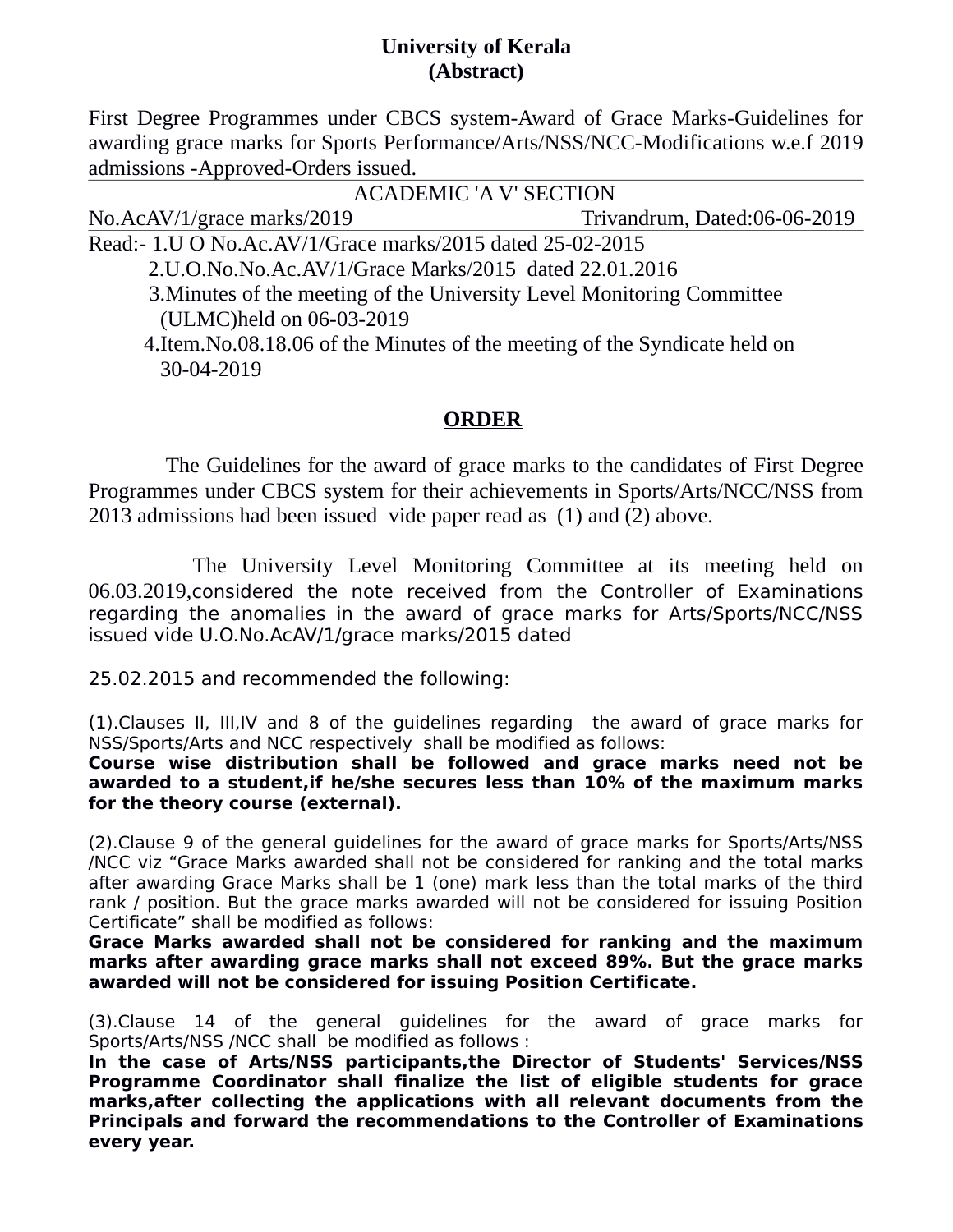**University of Kerala**
**(Abstract)**

First Degree Programmes under CBCS system-Award of Grace Marks-Guidelines for awarding grace marks for Sports Performance/Arts/NSS/NCC-Modifications w.e.f 2019 admissions -Approved-Orders issued.

ACADEMIC 'A V' SECTION

No.AcAV/1/grace marks/2019 Trivandrum, Dated:06-06-2019

Read:- 1.U O No.Ac.AV/1/Grace marks/2015 dated 25-02-2015
2.U.O.No.No.Ac.AV/1/Grace Marks/2015 dated 22.01.2016
3.Minutes of the meeting of the University Level Monitoring Committee (ULMC)held on 06-03-2019
4.Item.No.08.18.06 of the Minutes of the meeting of the Syndicate held on 30-04-2019

**ORDER**

The Guidelines for the award of grace marks to the candidates of First Degree Programmes under CBCS system for their achievements in Sports/Arts/NCC/NSS from 2013 admissions had been issued vide paper read as (1) and (2) above.

The University Level Monitoring Committee at its meeting held on 06.03.2019,considered the note received from the Controller of Examinations regarding the anomalies in the award of grace marks for Arts/Sports/NCC/NSS issued vide U.O.No.AcAV/1/grace marks/2015 dated

25.02.2015 and recommended the following:

(1).Clauses II, III,IV and 8 of the guidelines regarding the award of grace marks for NSS/Sports/Arts and NCC respectively shall be modified as follows:
**Course wise distribution shall be followed and grace marks need not be awarded to a student,if he/she secures less than 10% of the maximum marks for the theory course (external).**

(2).Clause 9 of the general guidelines for the award of grace marks for Sports/Arts/NSS /NCC viz "Grace Marks awarded shall not be considered for ranking and the total marks after awarding Grace Marks shall be 1 (one) mark less than the total marks of the third rank / position. But the grace marks awarded will not be considered for issuing Position Certificate" shall be modified as follows:
**Grace Marks awarded shall not be considered for ranking and the maximum marks after awarding grace marks shall not exceed 89%. But the grace marks awarded will not be considered for issuing Position Certificate.**

(3).Clause 14 of the general guidelines for the award of grace marks for Sports/Arts/NSS /NCC shall be modified as follows :
**In the case of Arts/NSS participants,the Director of Students' Services/NSS Programme Coordinator shall finalize the list of eligible students for grace marks,after collecting the applications with all relevant documents from the Principals and forward the recommendations to the Controller of Examinations every year.**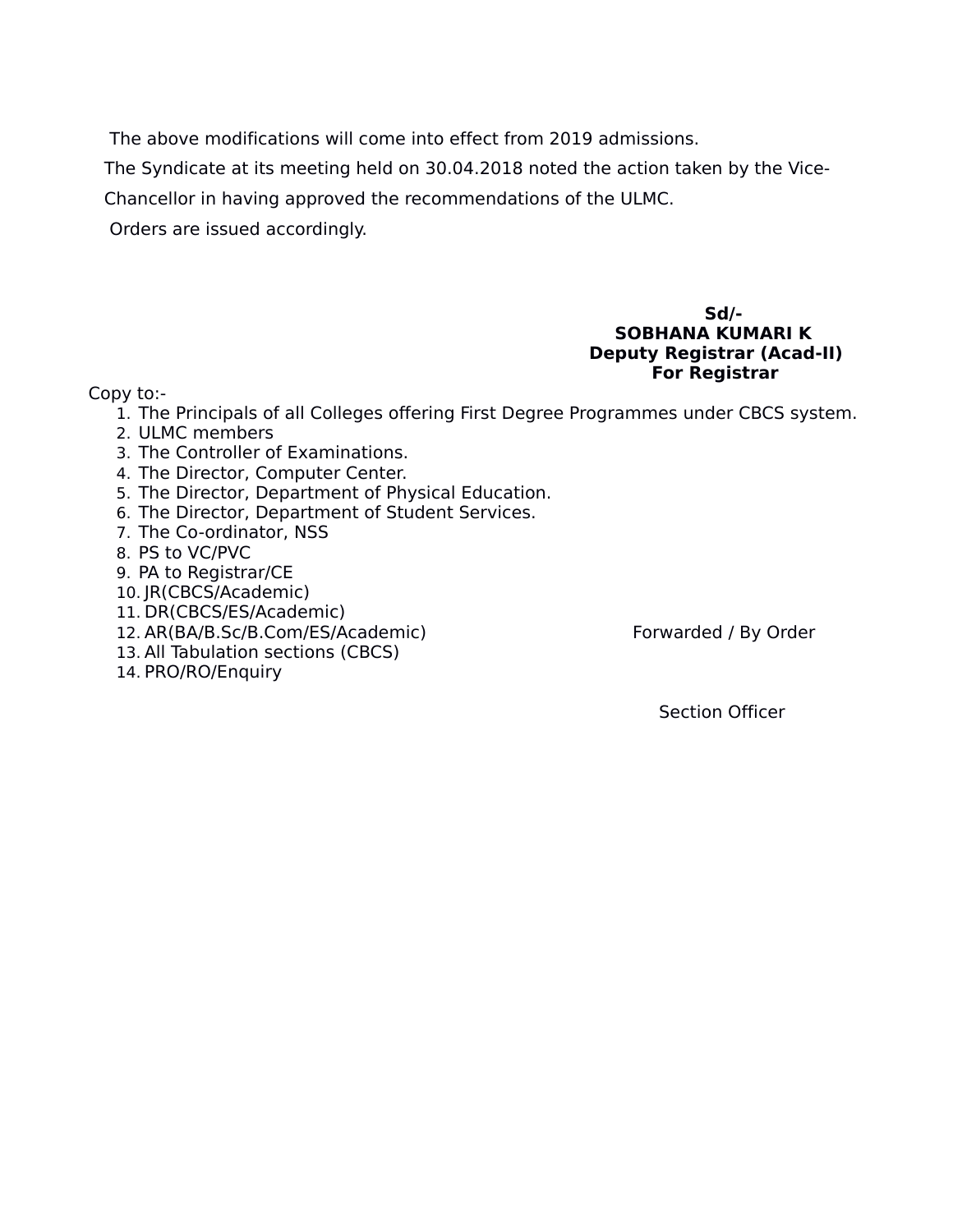The above modifications will come into effect from 2019 admissions.

The Syndicate at its meeting held on 30.04.2018 noted the action taken by the Vice-Chancellor in having approved the recommendations of the ULMC.

Orders are issued accordingly.

**Sd/-**
**SOBHANA KUMARI K**
**Deputy Registrar (Acad-II)**
**For Registrar**

Copy to:-

1. The Principals of all Colleges offering First Degree Programmes under CBCS system.
2. ULMC members
3. The Controller of Examinations.
4. The Director, Computer Center.
5. The Director, Department of Physical Education.
6. The Director, Department of Student Services.
7. The Co-ordinator, NSS
8. PS to VC/PVC
9. PA to Registrar/CE
10. JR(CBCS/Academic)
11. DR(CBCS/ES/Academic)
12. AR(BA/B.Sc/B.Com/ES/Academic)
13. All Tabulation sections (CBCS)
14. PRO/RO/Enquiry

Forwarded / By Order

Section Officer